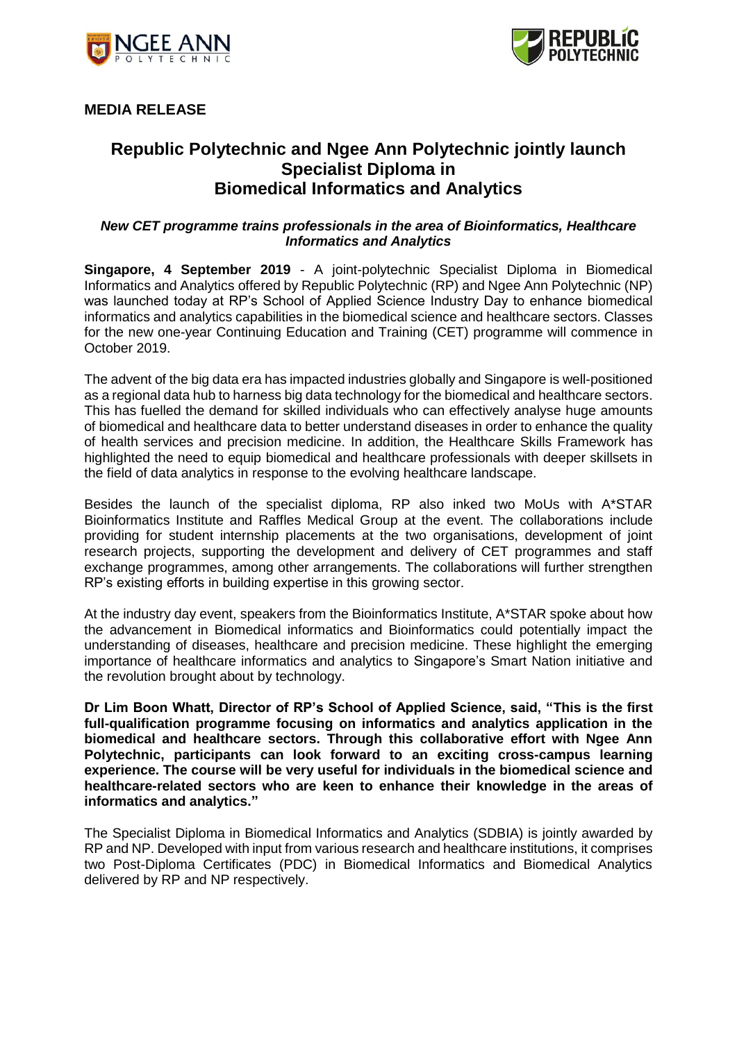**MEDIA RELEASE**

# Republic Polytechnic and Ngee Ann Polytechnic jointly launch Specialist Diploma in Biomedical Informatics and Analytics

***New CET programme trains professionals in the area of Bioinformatics, Healthcare Informatics and Analytics***

**Singapore, 4 September 2019** - A joint-polytechnic Specialist Diploma in Biomedical Informatics and Analytics offered by Republic Polytechnic (RP) and Ngee Ann Polytechnic (NP) was launched today at RP's School of Applied Science Industry Day to enhance biomedical informatics and analytics capabilities in the biomedical science and healthcare sectors. Classes for the new one-year Continuing Education and Training (CET) programme will commence in October 2019.

The advent of the big data era has impacted industries globally and Singapore is well-positioned as a regional data hub to harness big data technology for the biomedical and healthcare sectors. This has fuelled the demand for skilled individuals who can effectively analyse huge amounts of biomedical and healthcare data to better understand diseases in order to enhance the quality of health services and precision medicine. In addition, the Healthcare Skills Framework has highlighted the need to equip biomedical and healthcare professionals with deeper skillsets in the field of data analytics in response to the evolving healthcare landscape.

Besides the launch of the specialist diploma, RP also inked two MoUs with A*STAR Bioinformatics Institute and Raffles Medical Group at the event. The collaborations include providing for student internship placements at the two organisations, development of joint research projects, supporting the development and delivery of CET programmes and staff exchange programmes, among other arrangements. The collaborations will further strengthen RP's existing efforts in building expertise in this growing sector.

At the industry day event, speakers from the Bioinformatics Institute, A*STAR spoke about how the advancement in Biomedical informatics and Bioinformatics could potentially impact the understanding of diseases, healthcare and precision medicine. These highlight the emerging importance of healthcare informatics and analytics to Singapore's Smart Nation initiative and the revolution brought about by technology.

**Dr Lim Boon Whatt, Director of RP's School of Applied Science, said, "This is the first full-qualification programme focusing on informatics and analytics application in the biomedical and healthcare sectors. Through this collaborative effort with Ngee Ann Polytechnic, participants can look forward to an exciting cross-campus learning experience. The course will be very useful for individuals in the biomedical science and healthcare-related sectors who are keen to enhance their knowledge in the areas of informatics and analytics."**

The Specialist Diploma in Biomedical Informatics and Analytics (SDBIA) is jointly awarded by RP and NP. Developed with input from various research and healthcare institutions, it comprises two Post-Diploma Certificates (PDC) in Biomedical Informatics and Biomedical Analytics delivered by RP and NP respectively.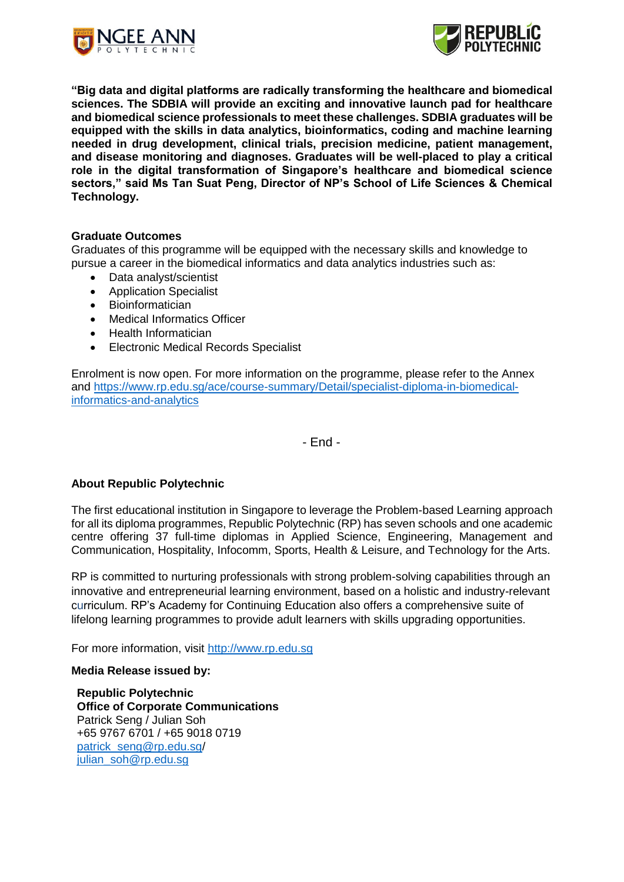**"Big data and digital platforms are radically transforming the healthcare and biomedical sciences. The SDBIA will provide an exciting and innovative launch pad for healthcare and biomedical science professionals to meet these challenges. SDBIA graduates will be equipped with the skills in data analytics, bioinformatics, coding and machine learning needed in drug development, clinical trials, precision medicine, patient management, and disease monitoring and diagnoses. Graduates will be well-placed to play a critical role in the digital transformation of Singapore's healthcare and biomedical science sectors," said Ms Tan Suat Peng, Director of NP's School of Life Sciences & Chemical Technology.**

**Graduate Outcomes**

Graduates of this programme will be equipped with the necessary skills and knowledge to pursue a career in the biomedical informatics and data analytics industries such as:

- Data analyst/scientist
- Application Specialist
- Bioinformatician
- Medical Informatics Officer
- Health Informatician
- Electronic Medical Records Specialist

Enrolment is now open. For more information on the programme, please refer to the Annex and https://www.rp.edu.sg/ace/course-summary/Detail/specialist-diploma-in-biomedical-informatics-and-analytics

- End -

**About Republic Polytechnic**

The first educational institution in Singapore to leverage the Problem-based Learning approach for all its diploma programmes, Republic Polytechnic (RP) has seven schools and one academic centre offering 37 full-time diplomas in Applied Science, Engineering, Management and Communication, Hospitality, Infocomm, Sports, Health & Leisure, and Technology for the Arts.

RP is committed to nurturing professionals with strong problem-solving capabilities through an innovative and entrepreneurial learning environment, based on a holistic and industry-relevant curriculum. RP's Academy for Continuing Education also offers a comprehensive suite of lifelong learning programmes to provide adult learners with skills upgrading opportunities.

For more information, visit http://www.rp.edu.sg

**Media Release issued by:**

**Republic Polytechnic**
**Office of Corporate Communications**
Patrick Seng / Julian Soh
+65 9767 6701 / +65 9018 0719
patrick_seng@rp.edu.sg/
julian_soh@rp.edu.sg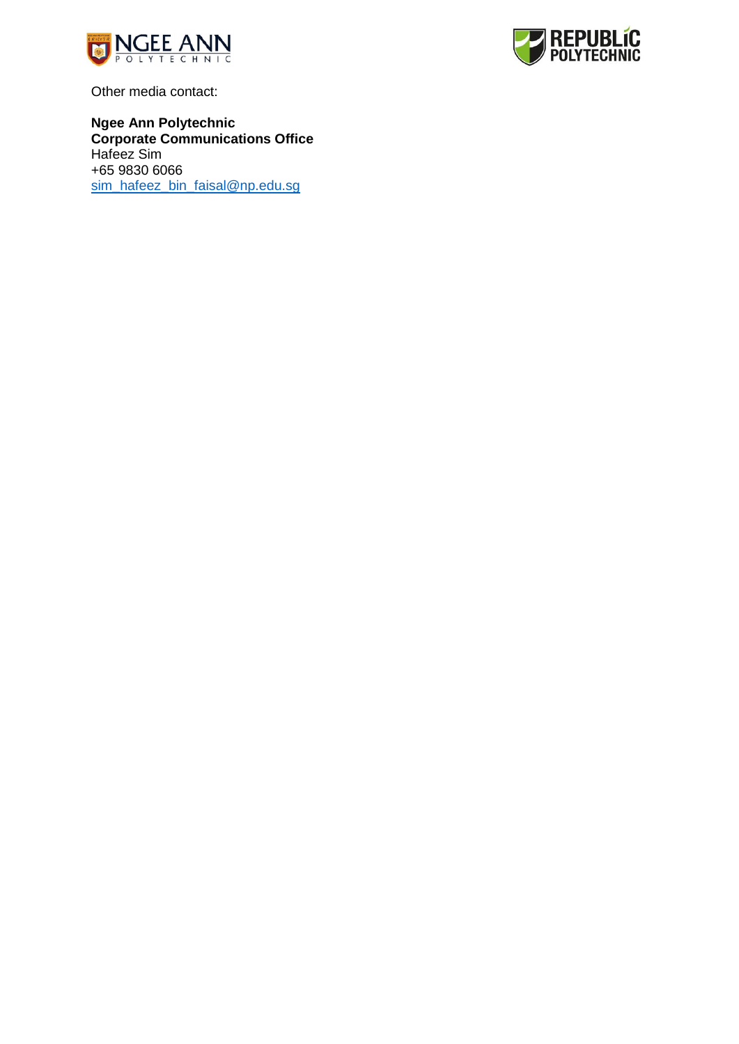Other media contact:

**Ngee Ann Polytechnic**
**Corporate Communications Office**
Hafeez Sim
+65 9830 6066
sim_hafeez_bin_faisal@np.edu.sg